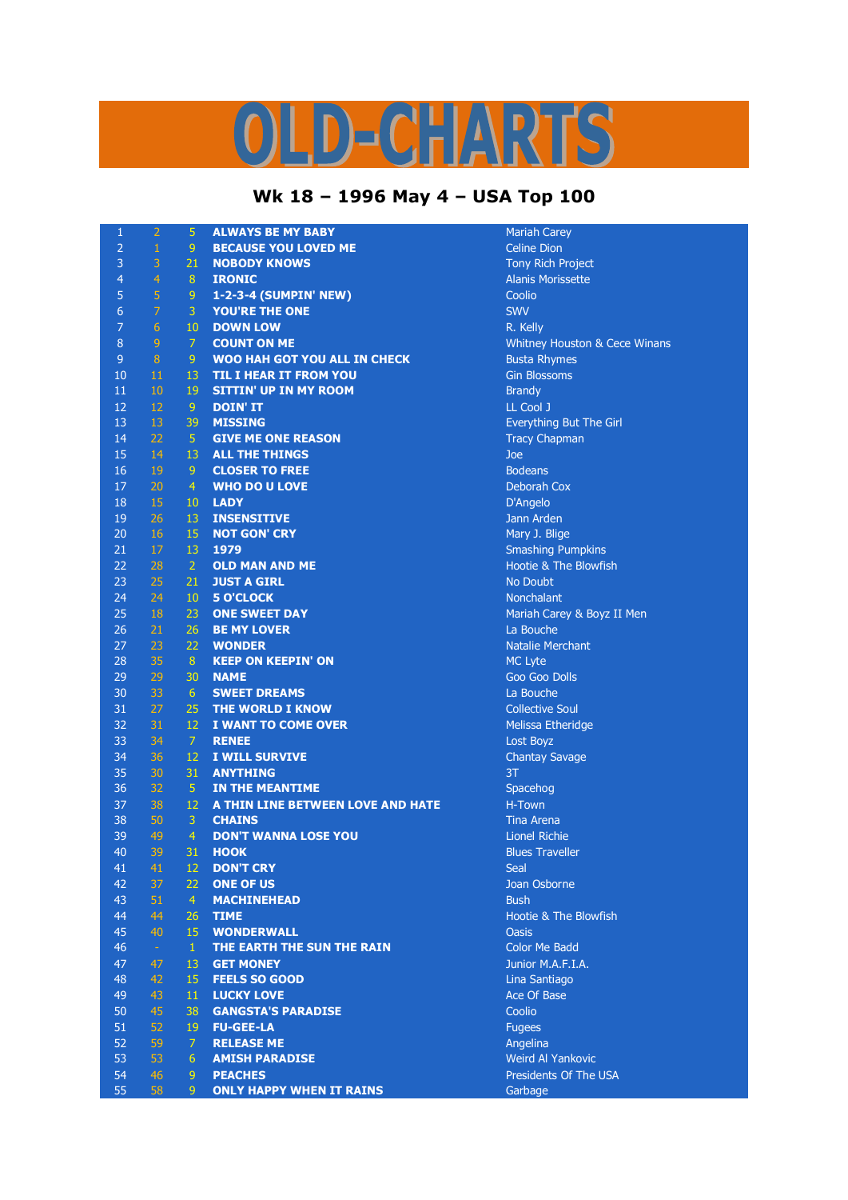# OLD-CHARTS

## Wk 18 – 1996 May 4 – USA Top 100

| | | | | |
|---|---|---|---|---|
| 1 | 2 | 5 | ALWAYS BE MY BABY | Mariah Carey |
| 2 | 1 | 9 | BECAUSE YOU LOVED ME | Celine Dion |
| 3 | 3 | 21 | NOBODY KNOWS | Tony Rich Project |
| 4 | 4 | 8 | IRONIC | Alanis Morissette |
| 5 | 5 | 9 | 1-2-3-4 (SUMPIN' NEW) | Coolio |
| 6 | 7 | 3 | YOU'RE THE ONE | SWV |
| 7 | 6 | 10 | DOWN LOW | R. Kelly |
| 8 | 9 | 7 | COUNT ON ME | Whitney Houston & Cece Winans |
| 9 | 8 | 9 | WOO HAH GOT YOU ALL IN CHECK | Busta Rhymes |
| 10 | 11 | 13 | TIL I HEAR IT FROM YOU | Gin Blossoms |
| 11 | 10 | 19 | SITTIN' UP IN MY ROOM | Brandy |
| 12 | 12 | 9 | DOIN' IT | LL Cool J |
| 13 | 13 | 39 | MISSING | Everything But The Girl |
| 14 | 22 | 5 | GIVE ME ONE REASON | Tracy Chapman |
| 15 | 14 | 13 | ALL THE THINGS | Joe |
| 16 | 19 | 9 | CLOSER TO FREE | Bodeans |
| 17 | 20 | 4 | WHO DO U LOVE | Deborah Cox |
| 18 | 15 | 10 | LADY | D'Angelo |
| 19 | 26 | 13 | INSENSITIVE | Jann Arden |
| 20 | 16 | 15 | NOT GON' CRY | Mary J. Blige |
| 21 | 17 | 13 | 1979 | Smashing Pumpkins |
| 22 | 28 | 2 | OLD MAN AND ME | Hootie & The Blowfish |
| 23 | 25 | 21 | JUST A GIRL | No Doubt |
| 24 | 24 | 10 | 5 O'CLOCK | Nonchalant |
| 25 | 18 | 23 | ONE SWEET DAY | Mariah Carey & Boyz II Men |
| 26 | 21 | 26 | BE MY LOVER | La Bouche |
| 27 | 23 | 22 | WONDER | Natalie Merchant |
| 28 | 35 | 8 | KEEP ON KEEPIN' ON | MC Lyte |
| 29 | 29 | 30 | NAME | Goo Goo Dolls |
| 30 | 33 | 6 | SWEET DREAMS | La Bouche |
| 31 | 27 | 25 | THE WORLD I KNOW | Collective Soul |
| 32 | 31 | 12 | I WANT TO COME OVER | Melissa Etheridge |
| 33 | 34 | 7 | RENEE | Lost Boyz |
| 34 | 36 | 12 | I WILL SURVIVE | Chantay Savage |
| 35 | 30 | 31 | ANYTHING | 3T |
| 36 | 32 | 5 | IN THE MEANTIME | Spacehog |
| 37 | 38 | 12 | A THIN LINE BETWEEN LOVE AND HATE | H-Town |
| 38 | 50 | 3 | CHAINS | Tina Arena |
| 39 | 49 | 4 | DON'T WANNA LOSE YOU | Lionel Richie |
| 40 | 39 | 31 | HOOK | Blues Traveller |
| 41 | 41 | 12 | DON'T CRY | Seal |
| 42 | 37 | 22 | ONE OF US | Joan Osborne |
| 43 | 51 | 4 | MACHINEHEAD | Bush |
| 44 | 44 | 26 | TIME | Hootie & The Blowfish |
| 45 | 40 | 15 | WONDERWALL | Oasis |
| 46 | - | 1 | THE EARTH THE SUN THE RAIN | Color Me Badd |
| 47 | 47 | 13 | GET MONEY | Junior M.A.F.I.A. |
| 48 | 42 | 15 | FEELS SO GOOD | Lina Santiago |
| 49 | 43 | 11 | LUCKY LOVE | Ace Of Base |
| 50 | 45 | 38 | GANGSTA'S PARADISE | Coolio |
| 51 | 52 | 19 | FU-GEE-LA | Fugees |
| 52 | 59 | 7 | RELEASE ME | Angelina |
| 53 | 53 | 6 | AMISH PARADISE | Weird Al Yankovic |
| 54 | 46 | 9 | PEACHES | Presidents Of The USA |
| 55 | 58 | 9 | ONLY HAPPY WHEN IT RAINS | Garbage |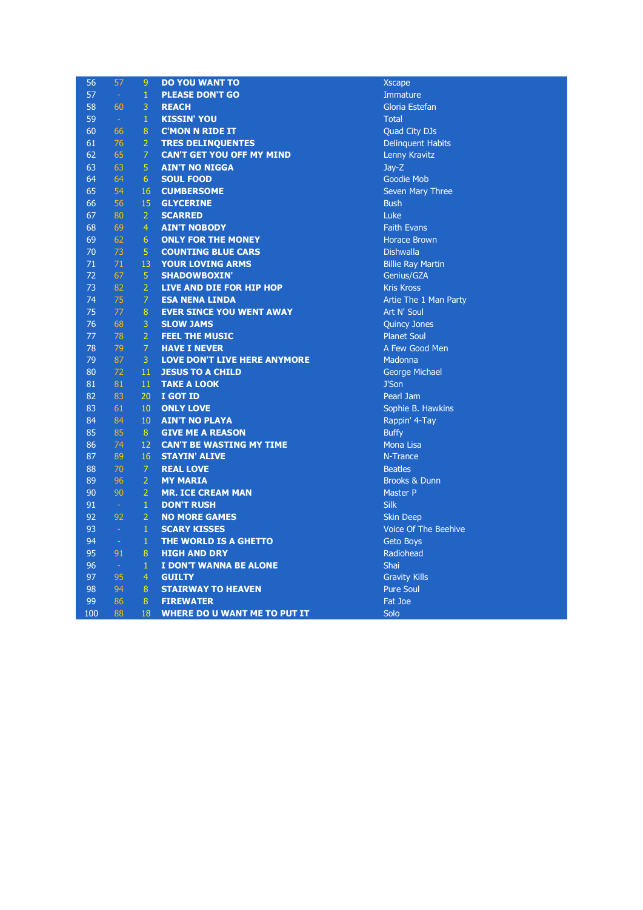| | | | | |
|---|---|---|---|---|
| 56 | 57 | 9 | DO YOU WANT TO | Xscape |
| 57 | - | 1 | PLEASE DON'T GO | Immature |
| 58 | 60 | 3 | REACH | Gloria Estefan |
| 59 | - | 1 | KISSIN' YOU | Total |
| 60 | 66 | 8 | C'MON N RIDE IT | Quad City DJs |
| 61 | 76 | 2 | TRES DELINQUENTES | Delinquent Habits |
| 62 | 65 | 7 | CAN'T GET YOU OFF MY MIND | Lenny Kravitz |
| 63 | 63 | 5 | AIN'T NO NIGGA | Jay-Z |
| 64 | 64 | 6 | SOUL FOOD | Goodie Mob |
| 65 | 54 | 16 | CUMBERSOME | Seven Mary Three |
| 66 | 56 | 15 | GLYCERINE | Bush |
| 67 | 80 | 2 | SCARRED | Luke |
| 68 | 69 | 4 | AIN'T NOBODY | Faith Evans |
| 69 | 62 | 6 | ONLY FOR THE MONEY | Horace Brown |
| 70 | 73 | 5 | COUNTING BLUE CARS | Dishwalla |
| 71 | 71 | 13 | YOUR LOVING ARMS | Billie Ray Martin |
| 72 | 67 | 5 | SHADOWBOXIN' | Genius/GZA |
| 73 | 82 | 2 | LIVE AND DIE FOR HIP HOP | Kris Kross |
| 74 | 75 | 7 | ESA NENA LINDA | Artie The 1 Man Party |
| 75 | 77 | 8 | EVER SINCE YOU WENT AWAY | Art N' Soul |
| 76 | 68 | 3 | SLOW JAMS | Quincy Jones |
| 77 | 78 | 2 | FEEL THE MUSIC | Planet Soul |
| 78 | 79 | 7 | HAVE I NEVER | A Few Good Men |
| 79 | 87 | 3 | LOVE DON'T LIVE HERE ANYMORE | Madonna |
| 80 | 72 | 11 | JESUS TO A CHILD | George Michael |
| 81 | 81 | 11 | TAKE A LOOK | J'Son |
| 82 | 83 | 20 | I GOT ID | Pearl Jam |
| 83 | 61 | 10 | ONLY LOVE | Sophie B. Hawkins |
| 84 | 84 | 10 | AIN'T NO PLAYA | Rappin' 4-Tay |
| 85 | 85 | 8 | GIVE ME A REASON | Buffy |
| 86 | 74 | 12 | CAN'T BE WASTING MY TIME | Mona Lisa |
| 87 | 89 | 16 | STAYIN' ALIVE | N-Trance |
| 88 | 70 | 7 | REAL LOVE | Beatles |
| 89 | 96 | 2 | MY MARIA | Brooks & Dunn |
| 90 | 90 | 2 | MR. ICE CREAM MAN | Master P |
| 91 | - | 1 | DON'T RUSH | Silk |
| 92 | 92 | 2 | NO MORE GAMES | Skin Deep |
| 93 | - | 1 | SCARY KISSES | Voice Of The Beehive |
| 94 | - | 1 | THE WORLD IS A GHETTO | Geto Boys |
| 95 | 91 | 8 | HIGH AND DRY | Radiohead |
| 96 | - | 1 | I DON'T WANNA BE ALONE | Shai |
| 97 | 95 | 4 | GUILTY | Gravity Kills |
| 98 | 94 | 8 | STAIRWAY TO HEAVEN | Pure Soul |
| 99 | 86 | 8 | FIREWATER | Fat Joe |
| 100 | 88 | 18 | WHERE DO U WANT ME TO PUT IT | Solo |